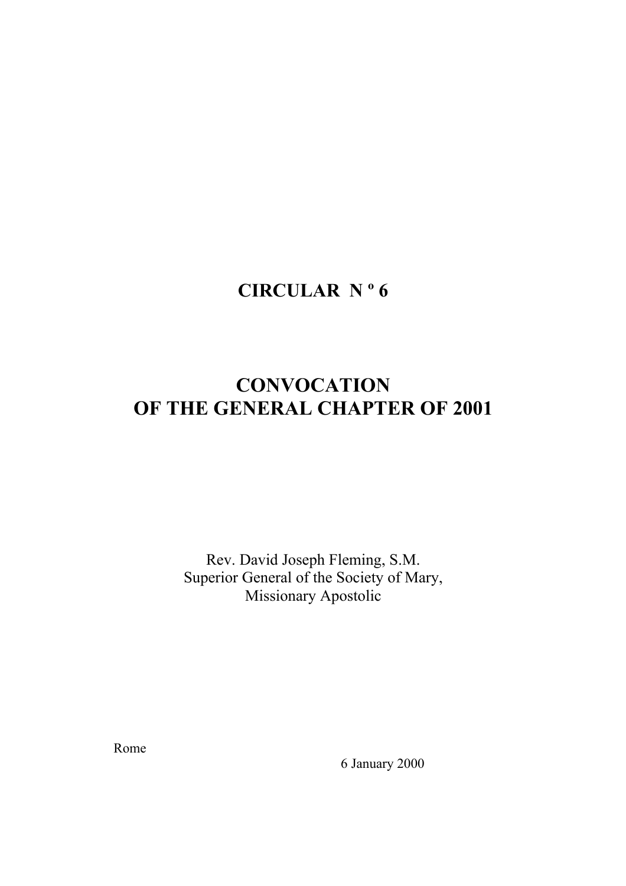# CIRCULAR N º 6

# CONVOCATION
# OF THE GENERAL CHAPTER OF 2001

Rev. David Joseph Fleming, S.M.
Superior General of the Society of Mary,
Missionary Apostolic

Rome

6 January 2000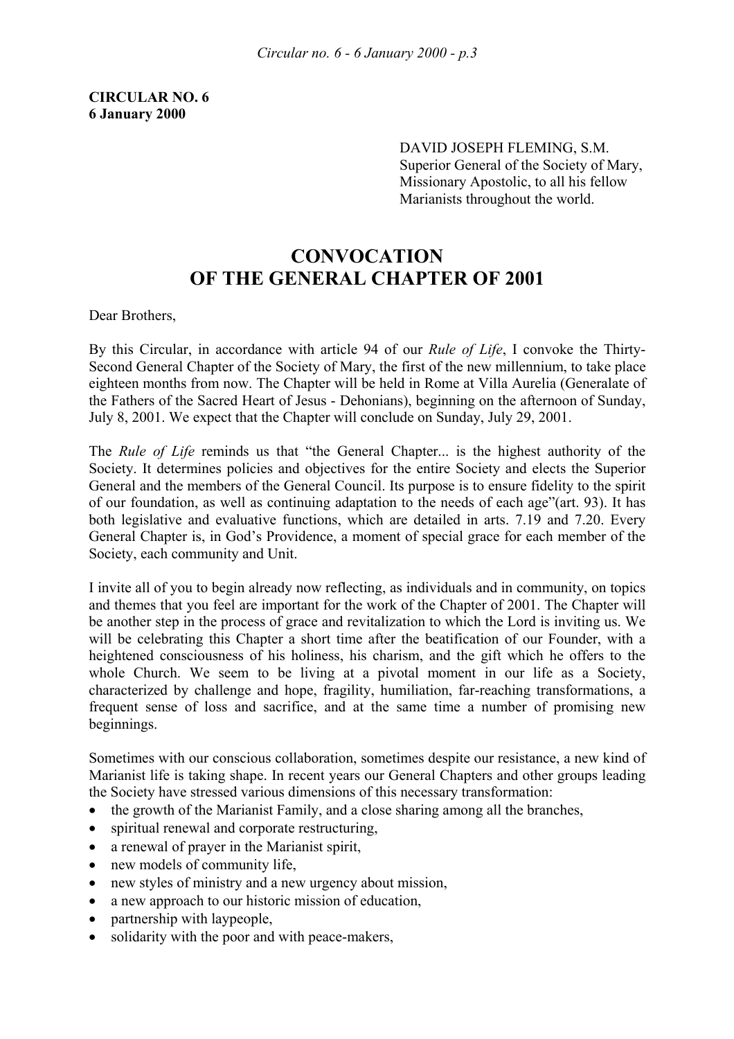**CIRCULAR NO. 6**
**6 January 2000**

DAVID JOSEPH FLEMING, S.M.
Superior General of the Society of Mary, Missionary Apostolic, to all his fellow Marianists throughout the world.

# CONVOCATION OF THE GENERAL CHAPTER OF 2001

Dear Brothers,

By this Circular, in accordance with article 94 of our *Rule of Life*, I convoke the Thirty-Second General Chapter of the Society of Mary, the first of the new millennium, to take place eighteen months from now. The Chapter will be held in Rome at Villa Aurelia (Generalate of the Fathers of the Sacred Heart of Jesus - Dehonians), beginning on the afternoon of Sunday, July 8, 2001. We expect that the Chapter will conclude on Sunday, July 29, 2001.

The *Rule of Life* reminds us that "the General Chapter... is the highest authority of the Society. It determines policies and objectives for the entire Society and elects the Superior General and the members of the General Council. Its purpose is to ensure fidelity to the spirit of our foundation, as well as continuing adaptation to the needs of each age"(art. 93). It has both legislative and evaluative functions, which are detailed in arts. 7.19 and 7.20. Every General Chapter is, in God's Providence, a moment of special grace for each member of the Society, each community and Unit.

I invite all of you to begin already now reflecting, as individuals and in community, on topics and themes that you feel are important for the work of the Chapter of 2001. The Chapter will be another step in the process of grace and revitalization to which the Lord is inviting us. We will be celebrating this Chapter a short time after the beatification of our Founder, with a heightened consciousness of his holiness, his charism, and the gift which he offers to the whole Church. We seem to be living at a pivotal moment in our life as a Society, characterized by challenge and hope, fragility, humiliation, far-reaching transformations, a frequent sense of loss and sacrifice, and at the same time a number of promising new beginnings.

Sometimes with our conscious collaboration, sometimes despite our resistance, a new kind of Marianist life is taking shape. In recent years our General Chapters and other groups leading the Society have stressed various dimensions of this necessary transformation:

- the growth of the Marianist Family, and a close sharing among all the branches,
- spiritual renewal and corporate restructuring,
- a renewal of prayer in the Marianist spirit,
- new models of community life,
- new styles of ministry and a new urgency about mission,
- a new approach to our historic mission of education,
- partnership with laypeople,
- solidarity with the poor and with peace-makers,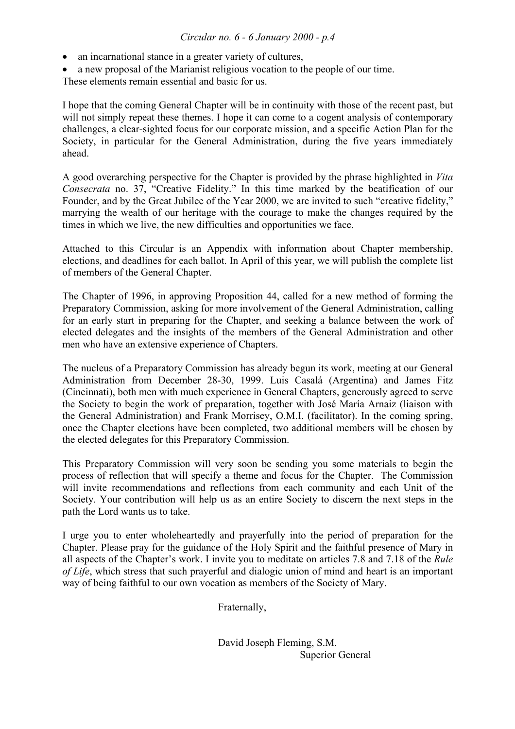- an incarnational stance in a greater variety of cultures,
- a new proposal of the Marianist religious vocation to the people of our time.

These elements remain essential and basic for us.

I hope that the coming General Chapter will be in continuity with those of the recent past, but will not simply repeat these themes. I hope it can come to a cogent analysis of contemporary challenges, a clear-sighted focus for our corporate mission, and a specific Action Plan for the Society, in particular for the General Administration, during the five years immediately ahead.

A good overarching perspective for the Chapter is provided by the phrase highlighted in *Vita Consecrata* no. 37, "Creative Fidelity." In this time marked by the beatification of our Founder, and by the Great Jubilee of the Year 2000, we are invited to such "creative fidelity," marrying the wealth of our heritage with the courage to make the changes required by the times in which we live, the new difficulties and opportunities we face.

Attached to this Circular is an Appendix with information about Chapter membership, elections, and deadlines for each ballot. In April of this year, we will publish the complete list of members of the General Chapter.

The Chapter of 1996, in approving Proposition 44, called for a new method of forming the Preparatory Commission, asking for more involvement of the General Administration, calling for an early start in preparing for the Chapter, and seeking a balance between the work of elected delegates and the insights of the members of the General Administration and other men who have an extensive experience of Chapters.

The nucleus of a Preparatory Commission has already begun its work, meeting at our General Administration from December 28-30, 1999. Luis Casalá (Argentina) and James Fitz (Cincinnati), both men with much experience in General Chapters, generously agreed to serve the Society to begin the work of preparation, together with José María Arnaiz (liaison with the General Administration) and Frank Morrisey, O.M.I. (facilitator). In the coming spring, once the Chapter elections have been completed, two additional members will be chosen by the elected delegates for this Preparatory Commission.

This Preparatory Commission will very soon be sending you some materials to begin the process of reflection that will specify a theme and focus for the Chapter. The Commission will invite recommendations and reflections from each community and each Unit of the Society. Your contribution will help us as an entire Society to discern the next steps in the path the Lord wants us to take.

I urge you to enter wholeheartedly and prayerfully into the period of preparation for the Chapter. Please pray for the guidance of the Holy Spirit and the faithful presence of Mary in all aspects of the Chapter's work. I invite you to meditate on articles 7.8 and 7.18 of the *Rule of Life*, which stress that such prayerful and dialogic union of mind and heart is an important way of being faithful to our own vocation as members of the Society of Mary.

Fraternally,

David Joseph Fleming, S.M.
Superior General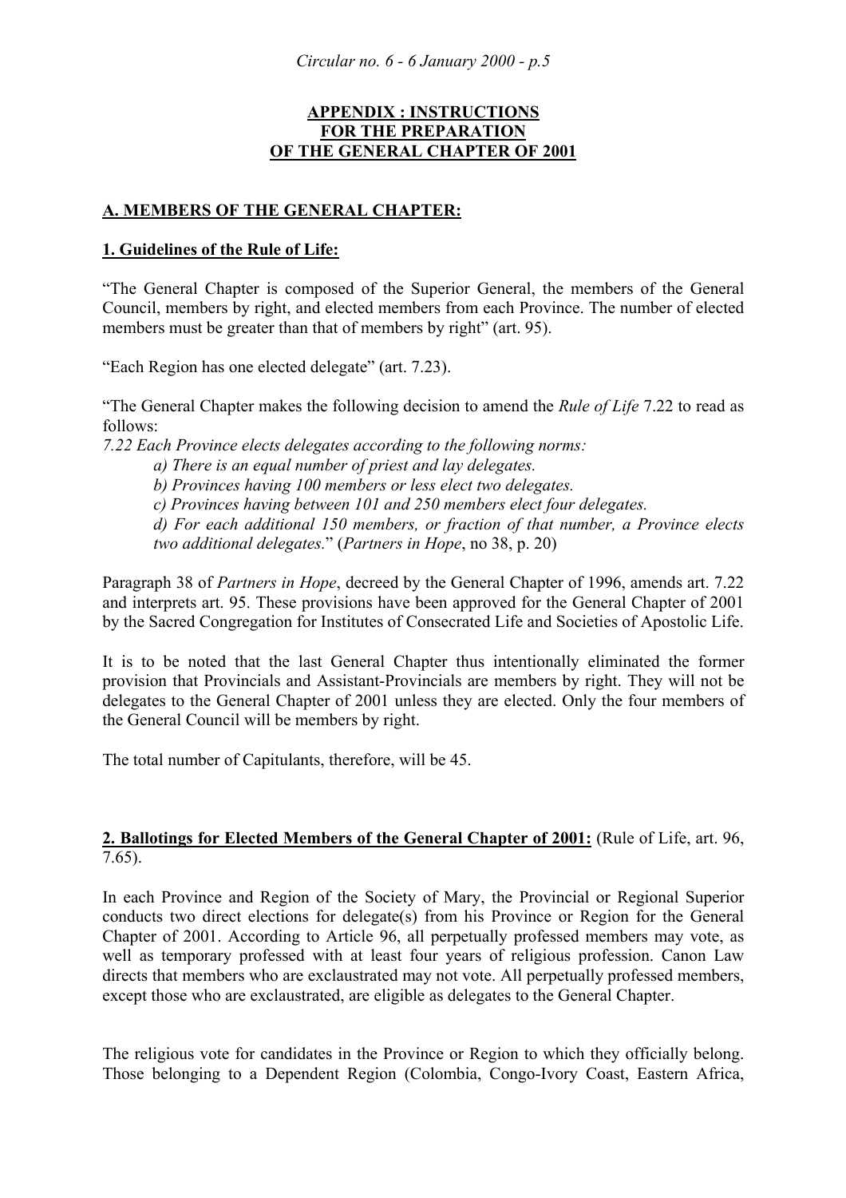## APPENDIX : INSTRUCTIONS FOR THE PREPARATION OF THE GENERAL CHAPTER OF 2001

### A. MEMBERS OF THE GENERAL CHAPTER:

#### 1. Guidelines of the Rule of Life:

"The General Chapter is composed of the Superior General, the members of the General Council, members by right, and elected members from each Province. The number of elected members must be greater than that of members by right" (art. 95).

"Each Region has one elected delegate" (art. 7.23).

"The General Chapter makes the following decision to amend the *Rule of Life* 7.22 to read as follows:

*7.22 Each Province elects delegates according to the following norms:*

> *a) There is an equal number of priest and lay delegates.*
>
> *b) Provinces having 100 members or less elect two delegates.*
>
> *c) Provinces having between 101 and 250 members elect four delegates.*
>
> *d) For each additional 150 members, or fraction of that number, a Province elects two additional delegates.*" (*Partners in Hope*, no 38, p. 20)

Paragraph 38 of *Partners in Hope*, decreed by the General Chapter of 1996, amends art. 7.22 and interprets art. 95. These provisions have been approved for the General Chapter of 2001 by the Sacred Congregation for Institutes of Consecrated Life and Societies of Apostolic Life.

It is to be noted that the last General Chapter thus intentionally eliminated the former provision that Provincials and Assistant-Provincials are members by right. They will not be delegates to the General Chapter of 2001 unless they are elected. Only the four members of the General Council will be members by right.

The total number of Capitulants, therefore, will be 45.

#### 2. Ballotings for Elected Members of the General Chapter of 2001: (Rule of Life, art. 96, 7.65).

In each Province and Region of the Society of Mary, the Provincial or Regional Superior conducts two direct elections for delegate(s) from his Province or Region for the General Chapter of 2001. According to Article 96, all perpetually professed members may vote, as well as temporary professed with at least four years of religious profession. Canon Law directs that members who are exclaustrated may not vote. All perpetually professed members, except those who are exclaustrated, are eligible as delegates to the General Chapter.

The religious vote for candidates in the Province or Region to which they officially belong. Those belonging to a Dependent Region (Colombia, Congo-Ivory Coast, Eastern Africa,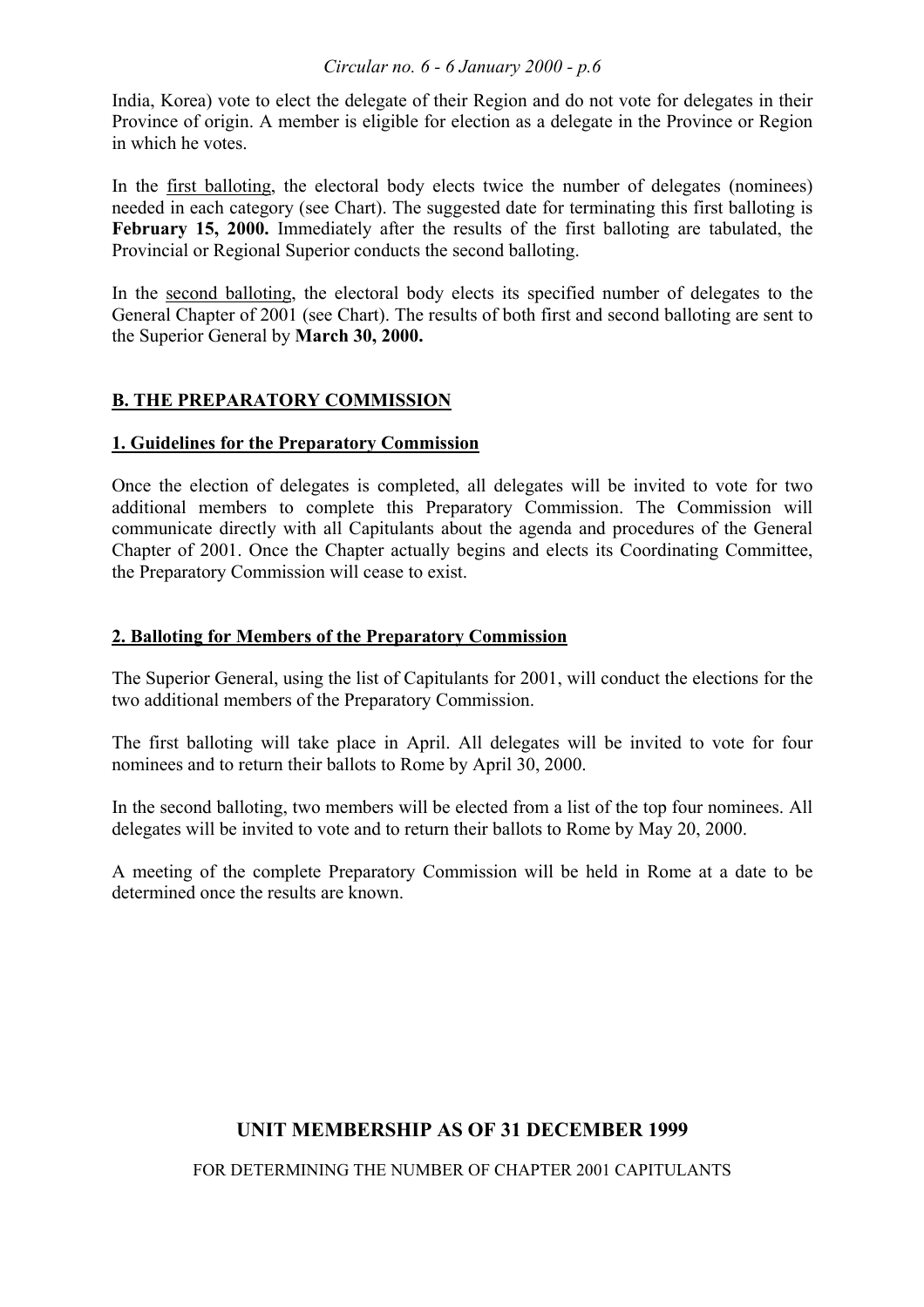India, Korea) vote to elect the delegate of their Region and do not vote for delegates in their Province of origin. A member is eligible for election as a delegate in the Province or Region in which he votes.

In the first balloting, the electoral body elects twice the number of delegates (nominees) needed in each category (see Chart). The suggested date for terminating this first balloting is **February 15, 2000.** Immediately after the results of the first balloting are tabulated, the Provincial or Regional Superior conducts the second balloting.

In the second balloting, the electoral body elects its specified number of delegates to the General Chapter of 2001 (see Chart). The results of both first and second balloting are sent to the Superior General by **March 30, 2000.**

## B. THE PREPARATORY COMMISSION

### 1. Guidelines for the Preparatory Commission

Once the election of delegates is completed, all delegates will be invited to vote for two additional members to complete this Preparatory Commission. The Commission will communicate directly with all Capitulants about the agenda and procedures of the General Chapter of 2001. Once the Chapter actually begins and elects its Coordinating Committee, the Preparatory Commission will cease to exist.

### 2. Balloting for Members of the Preparatory Commission

The Superior General, using the list of Capitulants for 2001, will conduct the elections for the two additional members of the Preparatory Commission.

The first balloting will take place in April. All delegates will be invited to vote for four nominees and to return their ballots to Rome by April 30, 2000.

In the second balloting, two members will be elected from a list of the top four nominees. All delegates will be invited to vote and to return their ballots to Rome by May 20, 2000.

A meeting of the complete Preparatory Commission will be held in Rome at a date to be determined once the results are known.

## UNIT MEMBERSHIP AS OF 31 DECEMBER 1999

FOR DETERMINING THE NUMBER OF CHAPTER 2001 CAPITULANTS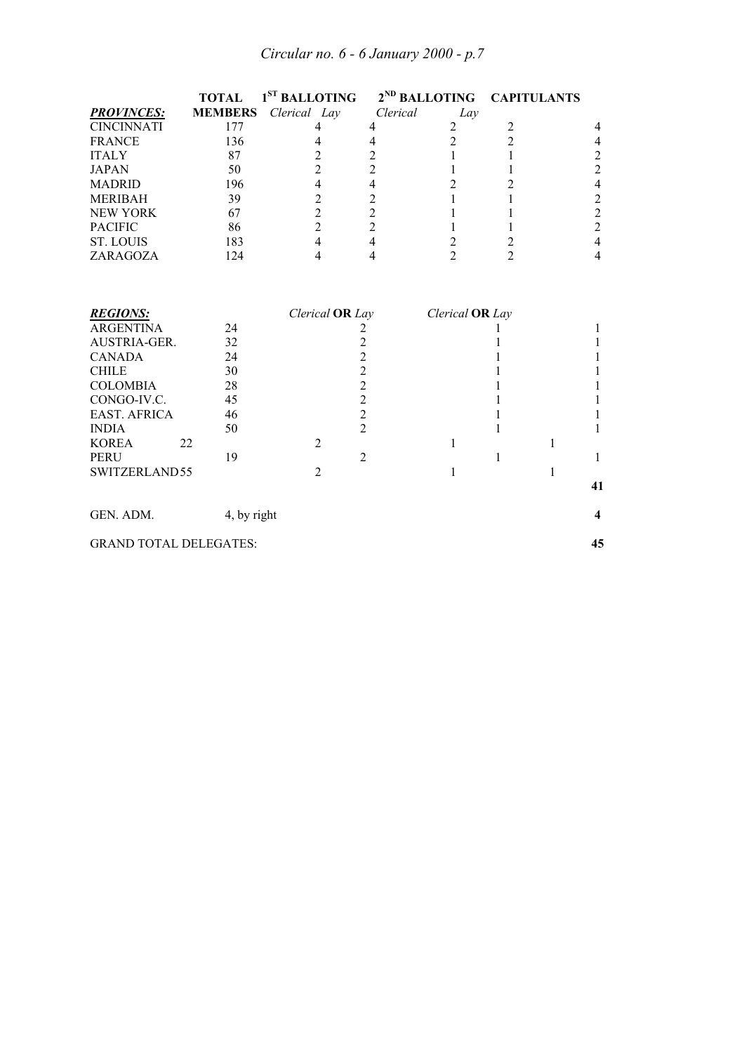| | TOTAL | 1[ST] BALLOTING | | 2[ND] BALLOTING | | CAPITULANTS |
|---|---|---|---|---|---|---|
| ***PROVINCES:*** | **MEMBERS** | *Clerical* | *Lay* | *Clerical* | *Lay* | |
| CINCINNATI | 177 | 4 | 4 | 2 | 2 | 4 |
| FRANCE | 136 | 4 | 4 | 2 | 2 | 4 |
| ITALY | 87 | 2 | 2 | 1 | 1 | 2 |
| JAPAN | 50 | 2 | 2 | 1 | 1 | 2 |
| MADRID | 196 | 4 | 4 | 2 | 2 | 4 |
| MERIBAH | 39 | 2 | 2 | 1 | 1 | 2 |
| NEW YORK | 67 | 2 | 2 | 1 | 1 | 2 |
| PACIFIC | 86 | 2 | 2 | 1 | 1 | 2 |
| ST. LOUIS | 183 | 4 | 4 | 2 | 2 | 4 |
| ZARAGOZA | 124 | 4 | 4 | 2 | 2 | 4 |
| | | | | | | |
| ***REGIONS:*** | | *Clerical* **OR** *Lay* | | *Clerical* **OR** *Lay* | | |
| ARGENTINA | 24 | | 2 | | 1 | 1 |
| AUSTRIA-GER. | 32 | | 2 | | 1 | 1 |
| CANADA | 24 | | 2 | | 1 | 1 |
| CHILE | 30 | | 2 | | 1 | 1 |
| COLOMBIA | 28 | | 2 | | 1 | 1 |
| CONGO-IV.C. | 45 | | 2 | | 1 | 1 |
| EAST. AFRICA | 46 | | 2 | | 1 | 1 |
| INDIA | 50 | | 2 | | 1 | 1 |
| KOREA | 22 | 2 | | 1 | | 1 |
| PERU | 19 | | 2 | | 1 | 1 |
| SWITZERLAND | 55 | 2 | | 1 | | 1 |
| | | | | | | **41** |
| GEN. ADM. | 4, by right | | | | | **4** |
| GRAND TOTAL DELEGATES: | | | | | | **45** |